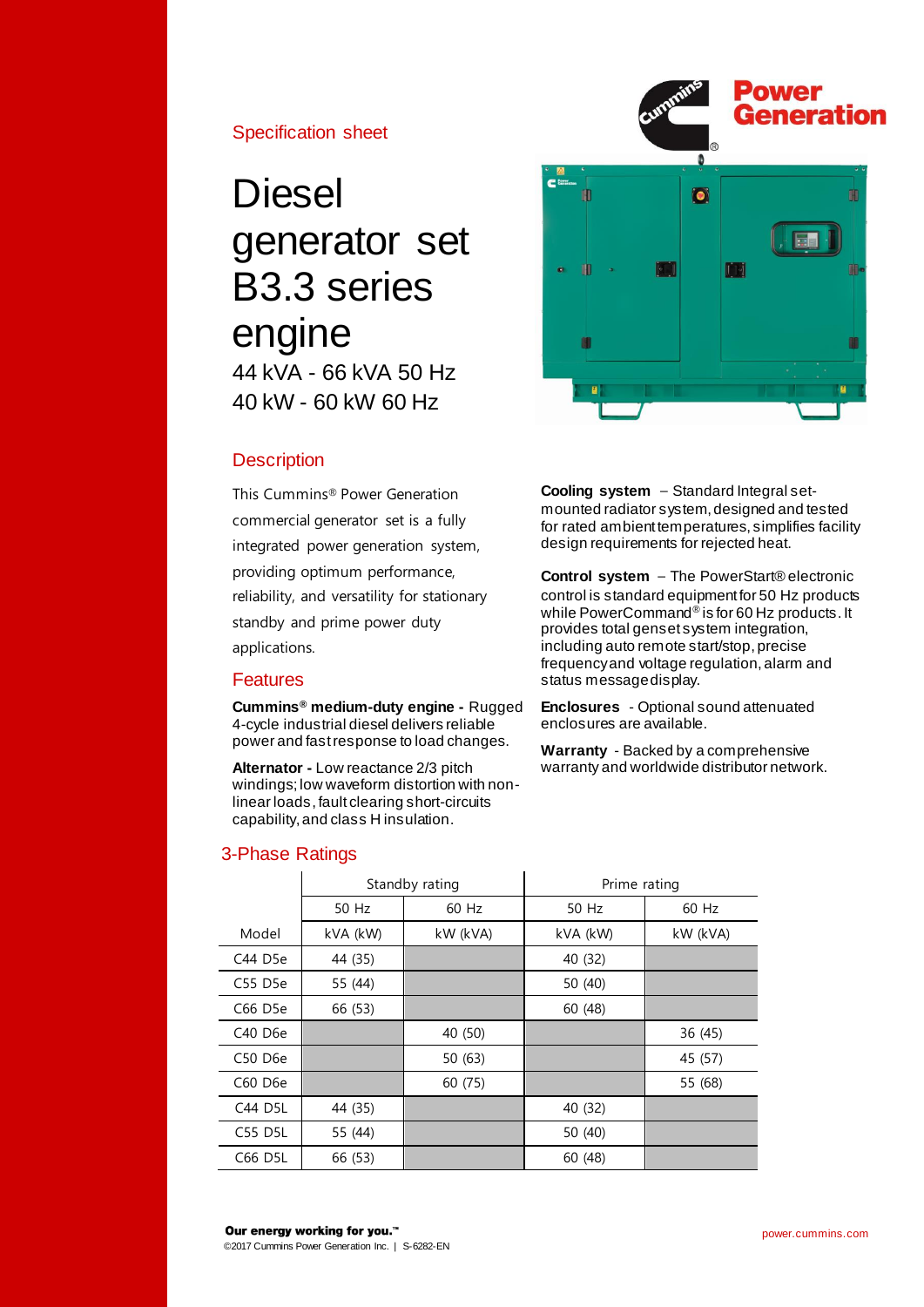Specification sheet

# Diesel generator set B3.3 series engine

44 kVA - 66 kVA 50 Hz
40 kW - 60 kW 60 Hz

## Description

This Cummins® Power Generation commercial generator set is a fully integrated power generation system, providing optimum performance, reliability, and versatility for stationary standby and prime power duty applications.

## Features

**Cummins® medium-duty engine -** Rugged 4-cycle industrial diesel delivers reliable power and fast response to load changes.

**Alternator -** Low reactance 2/3 pitch windings; low waveform distortion with non-linear loads, fault clearing short-circuits capability, and class H insulation.

**Cooling system** – Standard Integral set-mounted radiator system, designed and tested for rated ambient temperatures, simplifies facility design requirements for rejected heat.

**Control system** – The PowerStart® electronic control is standard equipment for 50 Hz products while PowerCommand® is for 60 Hz products. It provides total genset system integration, including auto remote start/stop, precise frequency and voltage regulation, alarm and status message display.

**Enclosures** - Optional sound attenuated enclosures are available.

**Warranty** - Backed by a comprehensive warranty and worldwide distributor network.

## 3-Phase Ratings

| | Standby rating | | Prime rating | |
|---|---|---|---|---|
| | 50 Hz | 60 Hz | 50 Hz | 60 Hz |
| Model | kVA (kW) | kW (kVA) | kVA (kW) | kW (kVA) |
| C44 D5e | 44 (35) | | 40 (32) | |
| C55 D5e | 55 (44) | | 50 (40) | |
| C66 D5e | 66 (53) | | 60 (48) | |
| C40 D6e | | 40 (50) | | 36 (45) |
| C50 D6e | | 50 (63) | | 45 (57) |
| C60 D6e | | 60 (75) | | 55 (68) |
| C44 D5L | 44 (35) | | 40 (32) | |
| C55 D5L | 55 (44) | | 50 (40) | |
| C66 D5L | 66 (53) | | 60 (48) | |

**Our energy working for you.™**
©2017 Cummins Power Generation Inc. | S-6282-EN

power.cummins.com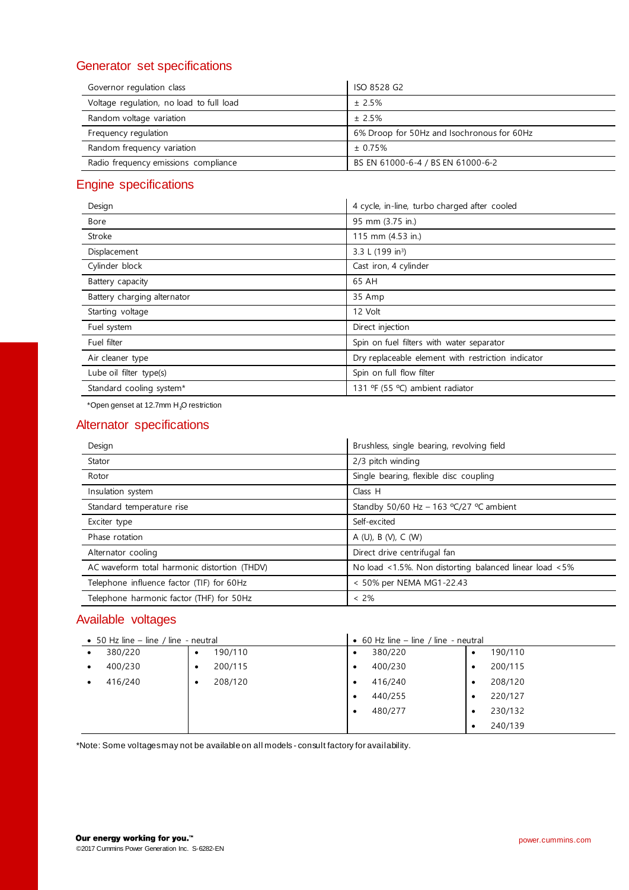## Generator set specifications

| | |
|---|---|
| Governor regulation class | ISO 8528 G2 |
| Voltage regulation, no load to full load | ± 2.5% |
| Random voltage variation | ± 2.5% |
| Frequency regulation | 6% Droop for 50Hz and Isochronous for 60Hz |
| Random frequency variation | ± 0.75% |
| Radio frequency emissions compliance | BS EN 61000-6-4 / BS EN 61000-6-2 |

## Engine specifications

| | |
|---|---|
| Design | 4 cycle, in-line, turbo charged after cooled |
| Bore | 95 mm (3.75 in.) |
| Stroke | 115 mm (4.53 in.) |
| Displacement | 3.3 L (199 in³) |
| Cylinder block | Cast iron, 4 cylinder |
| Battery capacity | 65 AH |
| Battery charging alternator | 35 Amp |
| Starting voltage | 12 Volt |
| Fuel system | Direct injection |
| Fuel filter | Spin on fuel filters with water separator |
| Air cleaner type | Dry replaceable element with restriction indicator |
| Lube oil filter type(s) | Spin on full flow filter |
| Standard cooling system* | 131 ºF (55 ºC) ambient radiator |

*Open genset at 12.7mm $H_2O$ restriction

## Alternator specifications

| | |
|---|---|
| Design | Brushless, single bearing, revolving field |
| Stator | 2/3 pitch winding |
| Rotor | Single bearing, flexible disc coupling |
| Insulation system | Class H |
| Standard temperature rise | Standby 50/60 Hz – 163 ºC/27 ºC ambient |
| Exciter type | Self-excited |
| Phase rotation | A (U), B (V), C (W) |
| Alternator cooling | Direct drive centrifugal fan |
| AC waveform total harmonic distortion (THDV) | No load <1.5%. Non distorting balanced linear load <5% |
| Telephone influence factor (TIF) for 60Hz | < 50% per NEMA MG1-22.43 |
| Telephone harmonic factor (THF) for 50Hz | < 2% |

## Available voltages

| 50 Hz line – line / line - neutral | | 60 Hz line – line / line - neutral | |
|---|---|---|---|
| 380/220 | 190/110 | 380/220 | 190/110 |
| 400/230 | 200/115 | 400/230 | 200/115 |
| 416/240 | 208/120 | 416/240 | 208/120 |
| | | 440/255 | 220/127 |
| | | 480/277 | 230/132 |
| | | | 240/139 |

*Note: Some voltages may not be available on all models - consult factory for availability.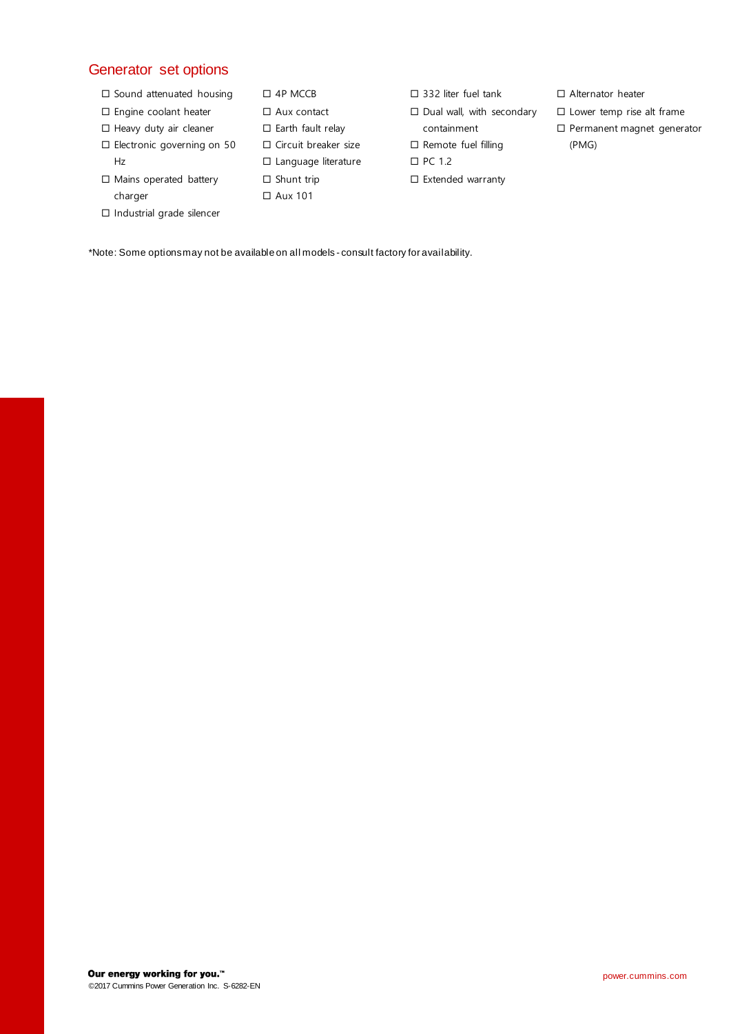## Generator set options

- ☐ Sound attenuated housing
- ☐ Engine coolant heater
- ☐ Heavy duty air cleaner
- ☐ Electronic governing on 50 Hz
- ☐ Mains operated battery charger
- ☐ Industrial grade silencer
- ☐ 4P MCCB
- ☐ Aux contact
- ☐ Earth fault relay
- ☐ Circuit breaker size
- ☐ Language literature
- ☐ Shunt trip
- ☐ Aux 101
- ☐ 332 liter fuel tank
- ☐ Dual wall, with secondary containment
- ☐ Remote fuel filling
- ☐ PC 1.2
- ☐ Extended warranty
- ☐ Alternator heater
- ☐ Lower temp rise alt frame
- ☐ Permanent magnet generator (PMG)

*Note: Some options may not be available on all models - consult factory for availability.

**Our energy working for you.™**

©2017 Cummins Power Generation Inc. S-6282-EN

power.cummins.com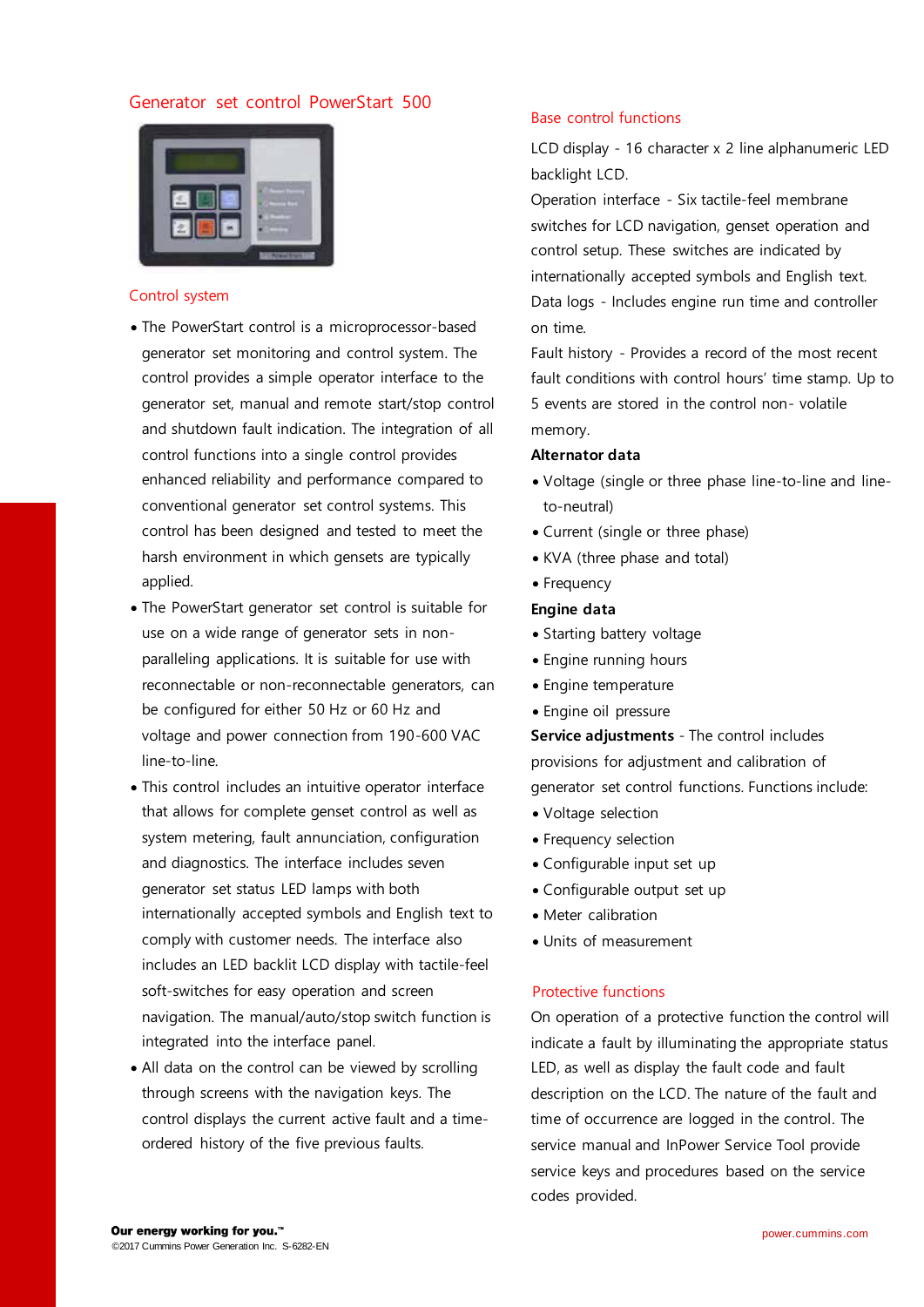## Generator set control PowerStart 500

### Control system

- The PowerStart control is a microprocessor-based generator set monitoring and control system. The control provides a simple operator interface to the generator set, manual and remote start/stop control and shutdown fault indication. The integration of all control functions into a single control provides enhanced reliability and performance compared to conventional generator set control systems. This control has been designed and tested to meet the harsh environment in which gensets are typically applied.
- The PowerStart generator set control is suitable for use on a wide range of generator sets in non-paralleling applications. It is suitable for use with reconnectable or non-reconnectable generators, can be configured for either 50 Hz or 60 Hz and voltage and power connection from 190-600 VAC line-to-line.
- This control includes an intuitive operator interface that allows for complete genset control as well as system metering, fault annunciation, configuration and diagnostics. The interface includes seven generator set status LED lamps with both internationally accepted symbols and English text to comply with customer needs. The interface also includes an LED backlit LCD display with tactile-feel soft-switches for easy operation and screen navigation. The manual/auto/stop switch function is integrated into the interface panel.
- All data on the control can be viewed by scrolling through screens with the navigation keys. The control displays the current active fault and a time-ordered history of the five previous faults.

### Base control functions

LCD display - 16 character x 2 line alphanumeric LED backlight LCD.

Operation interface - Six tactile-feel membrane switches for LCD navigation, genset operation and control setup. These switches are indicated by internationally accepted symbols and English text.

Data logs - Includes engine run time and controller on time.

Fault history - Provides a record of the most recent fault conditions with control hours' time stamp. Up to 5 events are stored in the control non- volatile memory.

**Alternator data**

- Voltage (single or three phase line-to-line and line-to-neutral)
- Current (single or three phase)
- KVA (three phase and total)
- Frequency

**Engine data**

- Starting battery voltage
- Engine running hours
- Engine temperature
- Engine oil pressure

**Service adjustments** - The control includes provisions for adjustment and calibration of generator set control functions. Functions include:

- Voltage selection
- Frequency selection
- Configurable input set up
- Configurable output set up
- Meter calibration
- Units of measurement

### Protective functions

On operation of a protective function the control will indicate a fault by illuminating the appropriate status LED, as well as display the fault code and fault description on the LCD. The nature of the fault and time of occurrence are logged in the control. The service manual and InPower Service Tool provide service keys and procedures based on the service codes provided.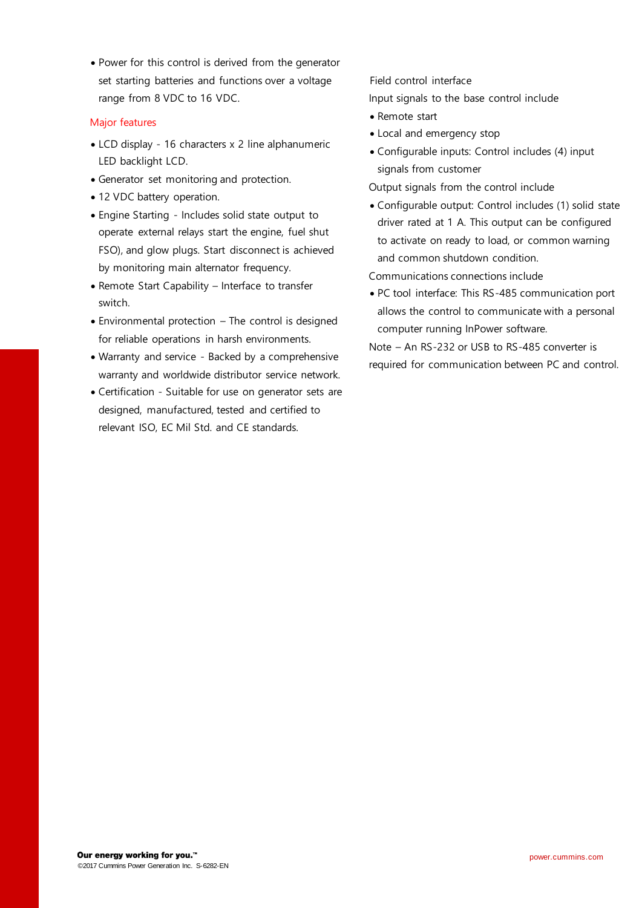- Power for this control is derived from the generator set starting batteries and functions over a voltage range from 8 VDC to 16 VDC.

## Major features

- LCD display - 16 characters x 2 line alphanumeric LED backlight LCD.
- Generator set monitoring and protection.
- 12 VDC battery operation.
- Engine Starting - Includes solid state output to operate external relays start the engine, fuel shut FSO), and glow plugs. Start disconnect is achieved by monitoring main alternator frequency.
- Remote Start Capability – Interface to transfer switch.
- Environmental protection – The control is designed for reliable operations in harsh environments.
- Warranty and service - Backed by a comprehensive warranty and worldwide distributor service network.
- Certification - Suitable for use on generator sets are designed, manufactured, tested and certified to relevant ISO, EC Mil Std. and CE standards.

Field control interface

Input signals to the base control include

- Remote start
- Local and emergency stop
- Configurable inputs: Control includes (4) input signals from customer

Output signals from the control include

- Configurable output: Control includes (1) solid state driver rated at 1 A. This output can be configured to activate on ready to load, or common warning and common shutdown condition.

Communications connections include

- PC tool interface: This RS-485 communication port allows the control to communicate with a personal computer running InPower software.

Note – An RS-232 or USB to RS-485 converter is required for communication between PC and control.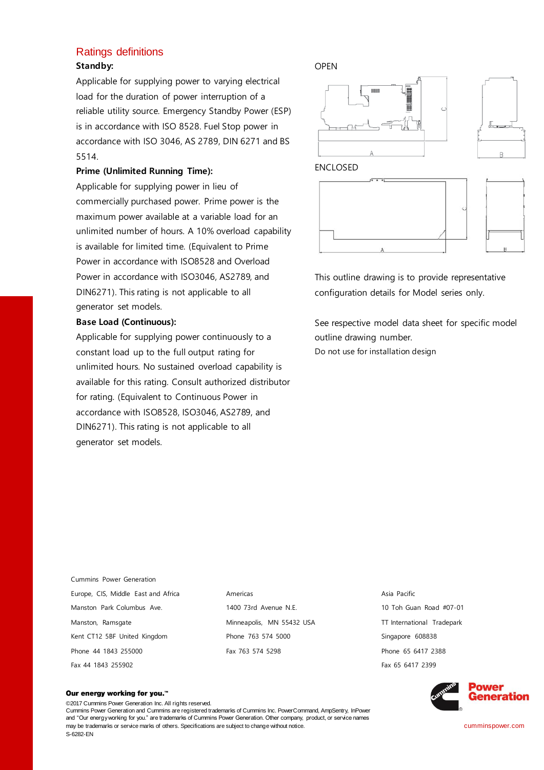## Ratings definitions

**Standby:**

Applicable for supplying power to varying electrical load for the duration of power interruption of a reliable utility source. Emergency Standby Power (ESP) is in accordance with ISO 8528. Fuel Stop power in accordance with ISO 3046, AS 2789, DIN 6271 and BS 5514.

**Prime (Unlimited Running Time):**

Applicable for supplying power in lieu of commercially purchased power. Prime power is the maximum power available at a variable load for an unlimited number of hours. A 10% overload capability is available for limited time. (Equivalent to Prime Power in accordance with ISO8528 and Overload Power in accordance with ISO3046, AS2789, and DIN6271). This rating is not applicable to all generator set models.

**Base Load (Continuous):**

Applicable for supplying power continuously to a constant load up to the full output rating for unlimited hours. No sustained overload capability is available for this rating. Consult authorized distributor for rating. (Equivalent to Continuous Power in accordance with ISO8528, ISO3046, AS2789, and DIN6271). This rating is not applicable to all generator set models.

OPEN

ENCLOSED

This outline drawing is to provide representative configuration details for Model series only.

See respective model data sheet for specific model outline drawing number.

Do not use for installation design

Cummins Power Generation

Europe, CIS, Middle East and Africa
Manston Park Columbus Ave.
Manston, Ramsgate
Kent CT12 5BF United Kingdom
Phone 44 1843 255000
Fax 44 1843 255902

Americas
1400 73rd Avenue N.E.
Minneapolis, MN 55432 USA
Phone 763 574 5000
Fax 763 574 5298

Asia Pacific
10 Toh Guan Road #07-01
TT International Tradepark
Singapore 608838
Phone 65 6417 2388
Fax 65 6417 2399

**Our energy working for you.™**

©2017 Cummins Power Generation Inc. All rights reserved.
Cummins Power Generation and Cummins are registered trademarks of Cummins Inc. PowerCommand, AmpSentry, InPower and "Our energy working for you." are trademarks of Cummins Power Generation. Other company, product, or service names may be trademarks or service marks of others. Specifications are subject to change without notice.
S-6282-EN

Power Generation

cumminspower.com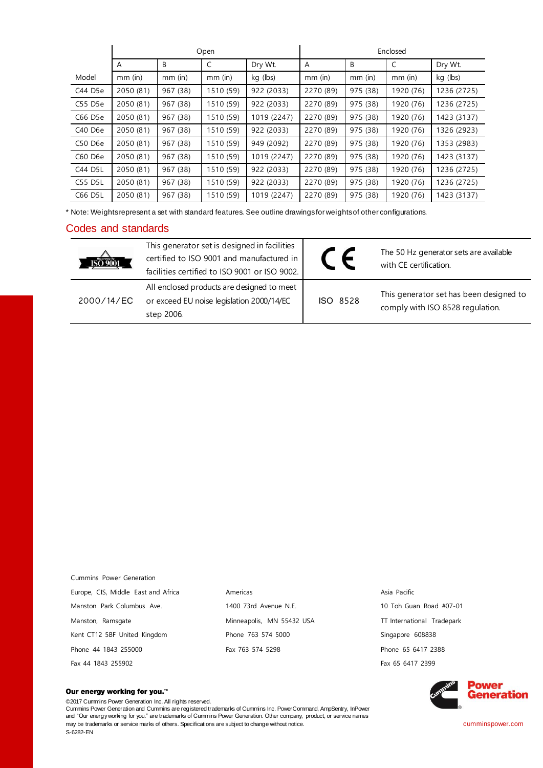| | Open | | | | Enclosed | | | |
|---|---|---|---|---|---|---|---|---|
| | A | B | C | Dry Wt. | A | B | C | Dry Wt. |
| Model | mm (in) | mm (in) | mm (in) | kg (lbs) | mm (in) | mm (in) | mm (in) | kg (lbs) |
| C44 D5e | 2050 (81) | 967 (38) | 1510 (59) | 922 (2033) | 2270 (89) | 975 (38) | 1920 (76) | 1236 (2725) |
| C55 D5e | 2050 (81) | 967 (38) | 1510 (59) | 922 (2033) | 2270 (89) | 975 (38) | 1920 (76) | 1236 (2725) |
| C66 D5e | 2050 (81) | 967 (38) | 1510 (59) | 1019 (2247) | 2270 (89) | 975 (38) | 1920 (76) | 1423 (3137) |
| C40 D6e | 2050 (81) | 967 (38) | 1510 (59) | 922 (2033) | 2270 (89) | 975 (38) | 1920 (76) | 1326 (2923) |
| C50 D6e | 2050 (81) | 967 (38) | 1510 (59) | 949 (2092) | 2270 (89) | 975 (38) | 1920 (76) | 1353 (2983) |
| C60 D6e | 2050 (81) | 967 (38) | 1510 (59) | 1019 (2247) | 2270 (89) | 975 (38) | 1920 (76) | 1423 (3137) |
| C44 D5L | 2050 (81) | 967 (38) | 1510 (59) | 922 (2033) | 2270 (89) | 975 (38) | 1920 (76) | 1236 (2725) |
| C55 D5L | 2050 (81) | 967 (38) | 1510 (59) | 922 (2033) | 2270 (89) | 975 (38) | 1920 (76) | 1236 (2725) |
| C66 D5L | 2050 (81) | 967 (38) | 1510 (59) | 1019 (2247) | 2270 (89) | 975 (38) | 1920 (76) | 1423 (3137) |

* Note: Weights represent a set with standard features. See outline drawings for weights of other configurations.

## Codes and standards

| | | | |
|---|---|---|---|
| ISO 9001 | This generator set is designed in facilities certified to ISO 9001 and manufactured in facilities certified to ISO 9001 or ISO 9002. | CE | The 50 Hz generator sets are available with CE certification. |
| 2000/14/EC | All enclosed products are designed to meet or exceed EU noise legislation 2000/14/EC step 2006. | ISO 8528 | This generator set has been designed to comply with ISO 8528 regulation. |

Cummins Power Generation

Europe, CIS, Middle East and Africa
Manston Park Columbus Ave.
Manston, Ramsgate
Kent CT12 5BF United Kingdom
Phone 44 1843 255000
Fax 44 1843 255902

Americas
1400 73rd Avenue N.E.
Minneapolis, MN 55432 USA
Phone 763 574 5000
Fax 763 574 5298

Asia Pacific
10 Toh Guan Road #07-01
TT International Tradepark
Singapore 608838
Phone 65 6417 2388
Fax 65 6417 2399

**Our energy working for you.™**

©2017 Cummins Power Generation Inc. All rights reserved.
Cummins Power Generation and Cummins are registered trademarks of Cummins Inc. PowerCommand, AmpSentry, InPower and "Our energy working for you." are trademarks of Cummins Power Generation. Other company, product, or service names may be trademarks or service marks of others. Specifications are subject to change without notice.
S-6282-EN

Power Generation

cumminspower.com